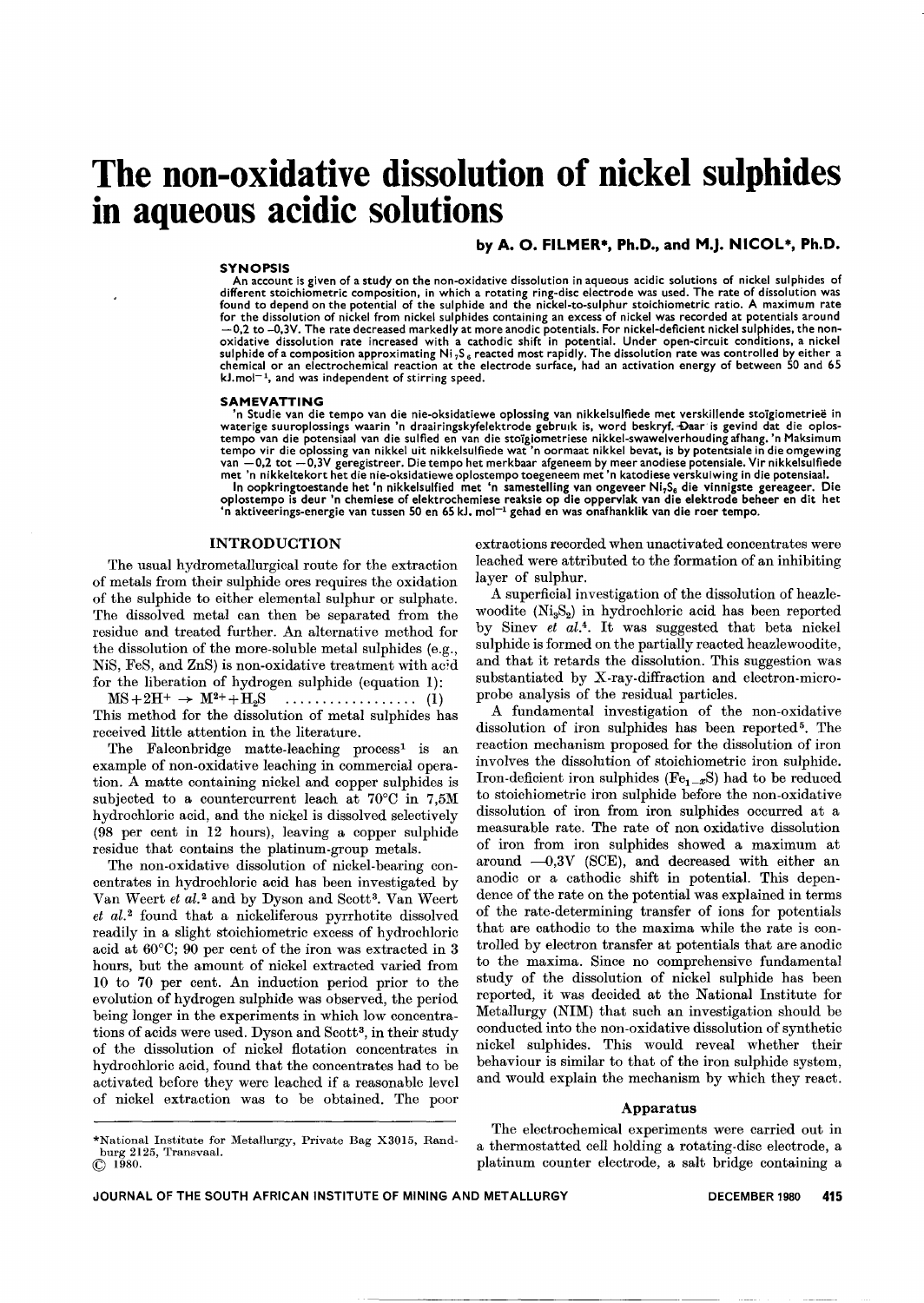# The non-oxidative dissolution of nickel sulphides in aqueous acidic solutions

**by A. O. FILMER\*, Ph.D., and M.J. NICOL\*, Ph.D.**

### SYNOPSIS

An account is given of a study on the non-oxidative dissolution in aqueous acidic solutions of nickel sulphides of different stoichiometric composition, in which a rotating ring-disc electrode was used. The rate of dissolution was found to depend on the potential of the sulphide and the nickel-to-sulphur stoichiometric ratio. A maximum rate for the dissolution of nickel from nickel sulphides containing an excess of nickel was recorded at potentials around −0,2 to −0,3V. The rate decreased markedly at more anodic potentials. For nickel-deficient nickel sulphides, the non-oxidative dissolution rate increased with a cathodic shift in potential. Under open-circuit conditions, a nickel sulphide of a composition approximating $Ni_7S_6$ reacted most rapidly. The dissolution rate was controlled by either a chemical or an electrochemical reaction at the electrode surface, had an activation energy of between 50 and 65 kJ.mol$^{-1}$, and was independent of stirring speed.

### SAMEVATTING

'n Studie van die tempo van die nie-oksidatiewe oplossing van nikkelsulfiede met verskillende stoïgiometrieë in waterige suuroplossings waarin 'n draairingskyfelektrode gebruik is, word beskryf. Daar is gevind dat die oplostempo van die potensiaal van die sulfied en die stoïgiometriese nikkel-swawelverhouding afhang. 'n Maksimum tempo vir die oplossing van nikkel uit nikkelsulfiede wat 'n oormaat nikkel bevat, is by potensiale in die omgewing van −0,2 tot −0,3V geregistreer. Die tempo het merkbaar afgeneem by meer anodiese potensiale. Vir nikkelsulfiede met 'n nikkeltekort het die nie-oksidatiewe oplostempo toegeneem met 'n katodiese verskuiwing in die potensiaal. In oopkringtoestande het 'n nikkelsulfied met 'n samestelling van ongeveer $Ni_7S_6$ die vinnigste gereageer. Die oplostempo is deur 'n chemiese of elektrochemiese reaksie op die oppervlak van die elektrode beheer en dit het 'n aktiveerings-energie van tussen 50 en 65 kJ. mol$^{-1}$ gehad en was onafhanklik van die roer tempo.

## INTRODUCTION

The usual hydrometallurgical route for the extraction of metals from their sulphide ores requires the oxidation of the sulphide to either elemental sulphur or sulphate. The dissolved metal can then be separated from the residue and treated further. An alternative method for the dissolution of the more-soluble metal sulphides (e.g., NiS, FeS, and ZnS) is non-oxidative treatment with acid for the liberation of hydrogen sulphide (equation 1):

$$MS + 2H^+ \rightarrow M^{2+} + H_2S \quad \ldots\ldots\ldots\ldots\ldots\ldots \quad (1)$$

This method for the dissolution of metal sulphides has received little attention in the literature.

The Falconbridge matte-leaching process[1] is an example of non-oxidative leaching in commercial operation. A matte containing nickel and copper sulphides is subjected to a countercurrent leach at 70°C in 7,5M hydrochloric acid, and the nickel is dissolved selectively (98 per cent in 12 hours), leaving a copper sulphide residue that contains the platinum-group metals.

The non-oxidative dissolution of nickel-bearing concentrates in hydrochloric acid has been investigated by Van Weert *et al.*[2] and by Dyson and Scott[3]. Van Weert *et al.*[2] found that a nickeliferous pyrrhotite dissolved readily in a slight stoichiometric excess of hydrochloric acid at 60°C; 90 per cent of the iron was extracted in 3 hours, but the amount of nickel extracted varied from 10 to 70 per cent. An induction period prior to the evolution of hydrogen sulphide was observed, the period being longer in the experiments in which low concentrations of acids were used. Dyson and Scott[3], in their study of the dissolution of nickel flotation concentrates in hydrochloric acid, found that the concentrates had to be activated before they were leached if a reasonable level of nickel extraction was to be obtained. The poor extractions recorded when unactivated concentrates were leached were attributed to the formation of an inhibiting layer of sulphur.

A superficial investigation of the dissolution of heazlewoodite ($Ni_3S_2$) in hydrochloric acid has been reported by Sinev *et al.*[4]. It was suggested that beta nickel sulphide is formed on the partially reacted heazlewoodite, and that it retards the dissolution. This suggestion was substantiated by X-ray-diffraction and electron-microprobe analysis of the residual particles.

A fundamental investigation of the non-oxidative dissolution of iron sulphides has been reported[5]. The reaction mechanism proposed for the dissolution of iron involves the dissolution of stoichiometric iron sulphide. Iron-deficient iron sulphides ($Fe_{1-x}S$) had to be reduced to stoichiometric iron sulphide before the non-oxidative dissolution of iron from iron sulphides occurred at a measurable rate. The rate of non oxidative dissolution of iron from iron sulphides showed a maximum at around −0,3V (SCE), and decreased with either an anodic or a cathodic shift in potential. This dependence of the rate on the potential was explained in terms of the rate-determining transfer of ions for potentials that are cathodic to the maxima while the rate is controlled by electron transfer at potentials that are anodic to the maxima. Since no comprehensive fundamental study of the dissolution of nickel sulphide has been reported, it was decided at the National Institute for Metallurgy (NIM) that such an investigation should be conducted into the non-oxidative dissolution of synthetic nickel sulphides. This would reveal whether their behaviour is similar to that of the iron sulphide system, and would explain the mechanism by which they react.

### Apparatus

The electrochemical experiments were carried out in a thermostatted cell holding a rotating-disc electrode, a platinum counter electrode, a salt bridge containing a

\*National Institute for Metallurgy, Private Bag X3015, Randburg 2125, Transvaal.
© 1980.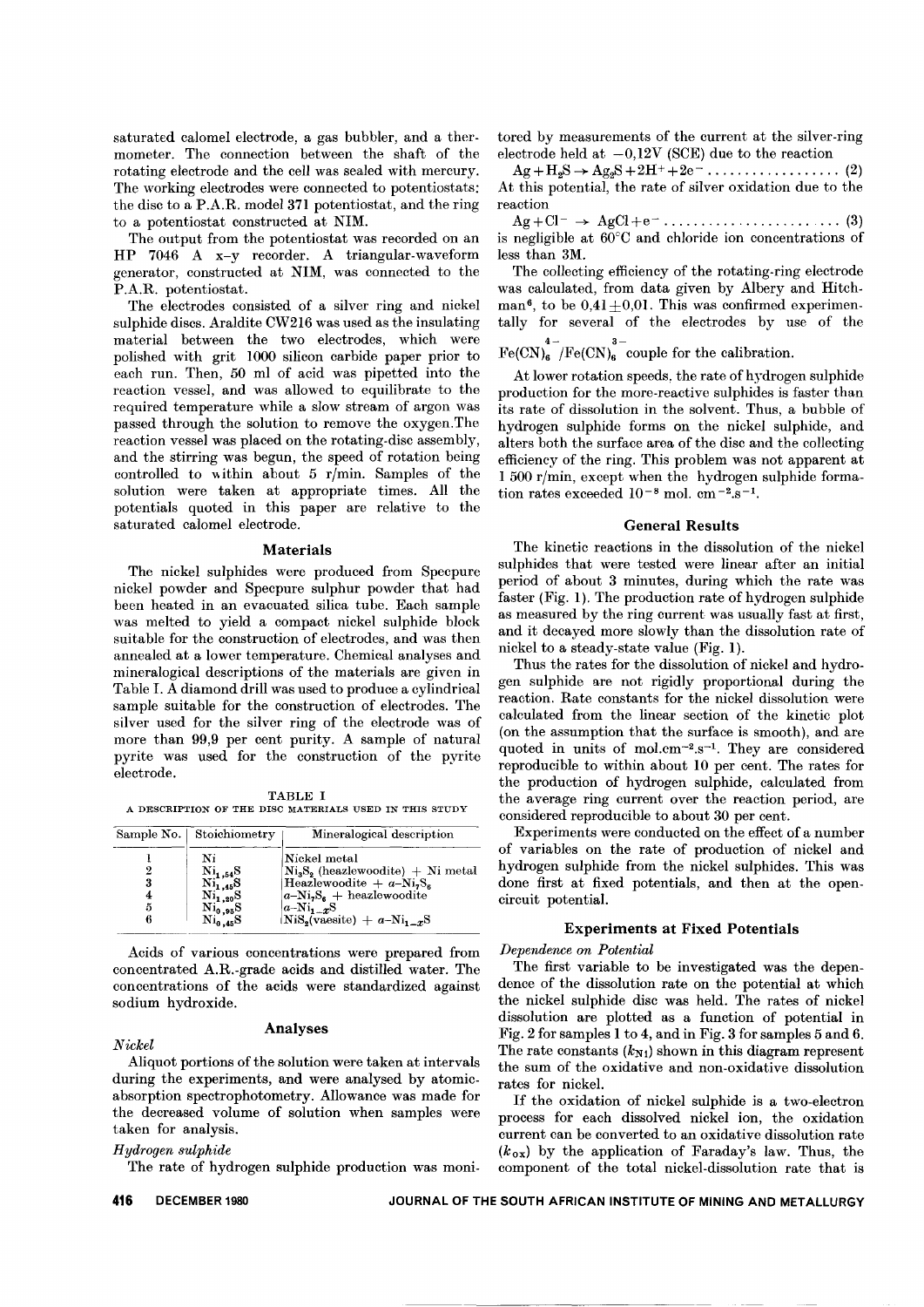saturated calomel electrode, a gas bubbler, and a thermometer. The connection between the shaft of the rotating electrode and the cell was sealed with mercury. The working electrodes were connected to potentiostats: the disc to a P.A.R. model 371 potentiostat, and the ring to a potentiostat constructed at NIM.

The output from the potentiostat was recorded on an HP 7046 A x–y recorder. A triangular-waveform generator, constructed at NIM, was connected to the P.A.R. potentiostat.

The electrodes consisted of a silver ring and nickel sulphide discs. Araldite CW216 was used as the insulating material between the two electrodes, which were polished with grit 1000 silicon carbide paper prior to each run. Then, 50 ml of acid was pipetted into the reaction vessel, and was allowed to equilibrate to the required temperature while a slow stream of argon was passed through the solution to remove the oxygen. The reaction vessel was placed on the rotating-disc assembly, and the stirring was begun, the speed of rotation being controlled to within about 5 r/min. Samples of the solution were taken at appropriate times. All the potentials quoted in this paper are relative to the saturated calomel electrode.

## Materials

The nickel sulphides were produced from Specpure nickel powder and Specpure sulphur powder that had been heated in an evacuated silica tube. Each sample was melted to yield a compact nickel sulphide block suitable for the construction of electrodes, and was then annealed at a lower temperature. Chemical analyses and mineralogical descriptions of the materials are given in Table I. A diamond drill was used to produce a cylindrical sample suitable for the construction of electrodes. The silver used for the silver ring of the electrode was of more than 99,9 per cent purity. A sample of natural pyrite was used for the construction of the pyrite electrode.

TABLE I
A DESCRIPTION OF THE DISC MATERIALS USED IN THIS STUDY

| Sample No. | Stoichiometry | Mineralogical description |
|---|---|---|
| 1 | Ni | Nickel metal |
| 2 | $Ni_{1,54}S$ | $Ni_3S_2$ (heazlewoodite) + Ni metal |
| 3 | $Ni_{1,45}S$ | Heazlewoodite + $\alpha$-$Ni_7S_6$ |
| 4 | $Ni_{1,20}S$ | $\alpha$-$Ni_7S_6$ + heazlewoodite |
| 5 | $Ni_{0,99}S$ | $\alpha$-$Ni_{1-x}S$ |
| 6 | $Ni_{0,45}S$ | $NiS_2$(vaesite) + $\alpha$-$Ni_{1-x}S$ |

Acids of various concentrations were prepared from concentrated A.R.-grade acids and distilled water. The concentrations of the acids were standardized against sodium hydroxide.

## Analyses

### *Nickel*

Aliquot portions of the solution were taken at intervals during the experiments, and were analysed by atomic-absorption spectrophotometry. Allowance was made for the decreased volume of solution when samples were taken for analysis.

### *Hydrogen sulphide*

The rate of hydrogen sulphide production was monitored by measurements of the current at the silver-ring electrode held at $-0{,}12$V (SCE) due to the reaction

$$Ag + H_2S \rightarrow Ag_2S + 2H^+ + 2e^- \quad (2)$$

At this potential, the rate of silver oxidation due to the reaction

$$Ag + Cl^- \rightarrow AgCl + e^- \quad (3)$$

is negligible at 60°C and chloride ion concentrations of less than 3M.

The collecting efficiency of the rotating-ring electrode was calculated, from data given by Albery and Hitchman[6], to be $0{,}41 \pm 0{,}01$. This was confirmed experimentally for several of the electrodes by use of the $Fe(CN)_6^{4-}/Fe(CN)_6^{3-}$ couple for the calibration.

At lower rotation speeds, the rate of hydrogen sulphide production for the more-reactive sulphides is faster than its rate of dissolution in the solvent. Thus, a bubble of hydrogen sulphide forms on the nickel sulphide, and alters both the surface area of the disc and the collecting efficiency of the ring. This problem was not apparent at 1 500 r/min, except when the hydrogen sulphide formation rates exceeded $10^{-8}$ mol. cm$^{-2}$.s$^{-1}$.

## General Results

The kinetic reactions in the dissolution of the nickel sulphides that were tested were linear after an initial period of about 3 minutes, during which the rate was faster (Fig. 1). The production rate of hydrogen sulphide as measured by the ring current was usually fast at first, and it decayed more slowly than the dissolution rate of nickel to a steady-state value (Fig. 1).

Thus the rates for the dissolution of nickel and hydrogen sulphide are not rigidly proportional during the reaction. Rate constants for the nickel dissolution were calculated from the linear section of the kinetic plot (on the assumption that the surface is smooth), and are quoted in units of mol.cm$^{-2}$.s$^{-1}$. They are considered reproducible to within about 10 per cent. The rates for the production of hydrogen sulphide, calculated from the average ring current over the reaction period, are considered reproducible to about 30 per cent.

Experiments were conducted on the effect of a number of variables on the rate of production of nickel and hydrogen sulphide from the nickel sulphides. This was done first at fixed potentials, and then at the open-circuit potential.

## Experiments at Fixed Potentials

### *Dependence on Potential*

The first variable to be investigated was the dependence of the dissolution rate on the potential at which the nickel sulphide disc was held. The rates of nickel dissolution are plotted as a function of potential in Fig. 2 for samples 1 to 4, and in Fig. 3 for samples 5 and 6. The rate constants ($k_{Ni}$) shown in this diagram represent the sum of the oxidative and non-oxidative dissolution rates for nickel.

If the oxidation of nickel sulphide is a two-electron process for each dissolved nickel ion, the oxidation current can be converted to an oxidative dissolution rate ($k_{ox}$) by the application of Faraday's law. Thus, the component of the total nickel-dissolution rate that is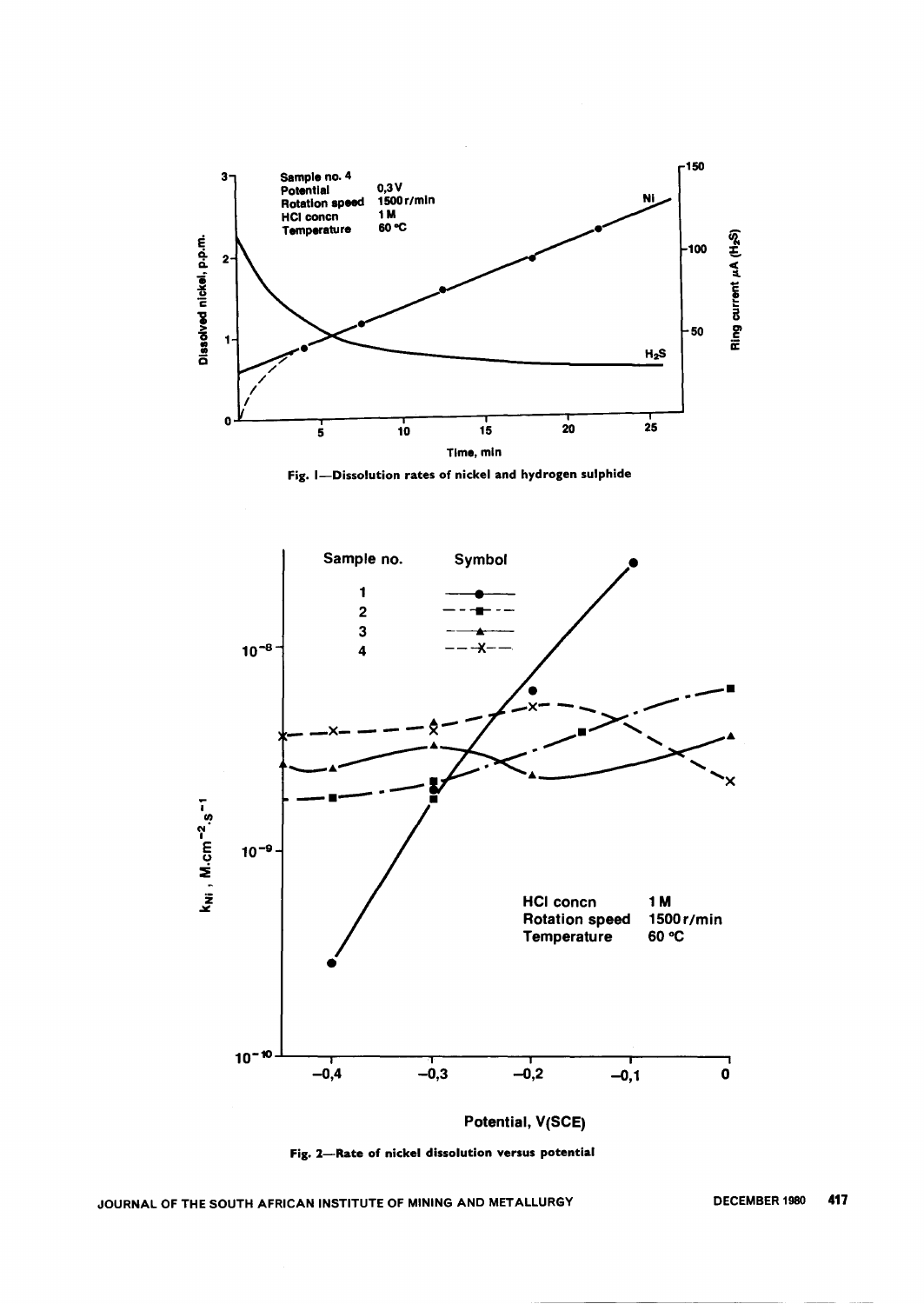Fig. 1—Dissolution rates of nickel and hydrogen sulphide

Fig. 2—Rate of nickel dissolution versus potential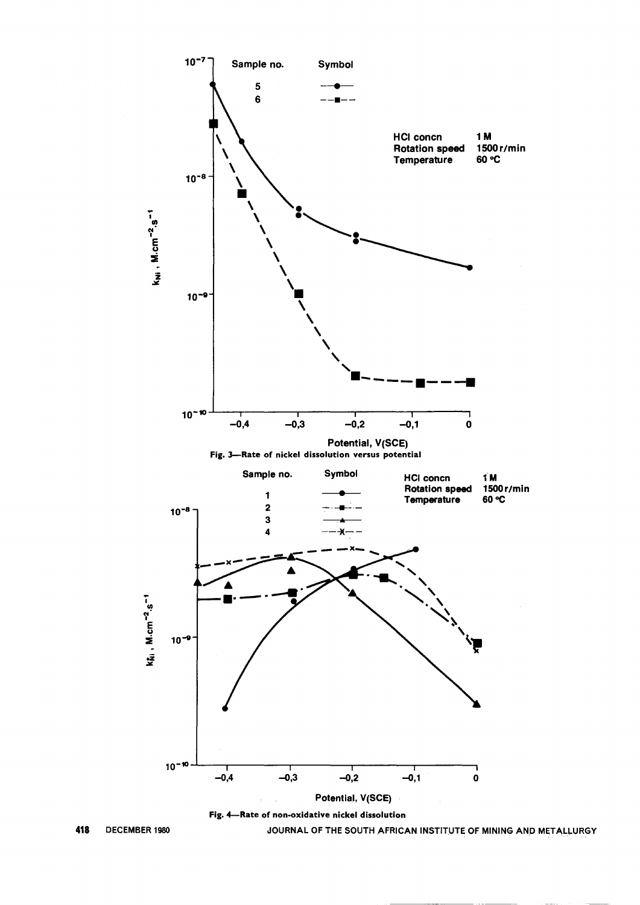Fig. 3—Rate of nickel dissolution versus potential

Fig. 4—Rate of non-oxidative nickel dissolution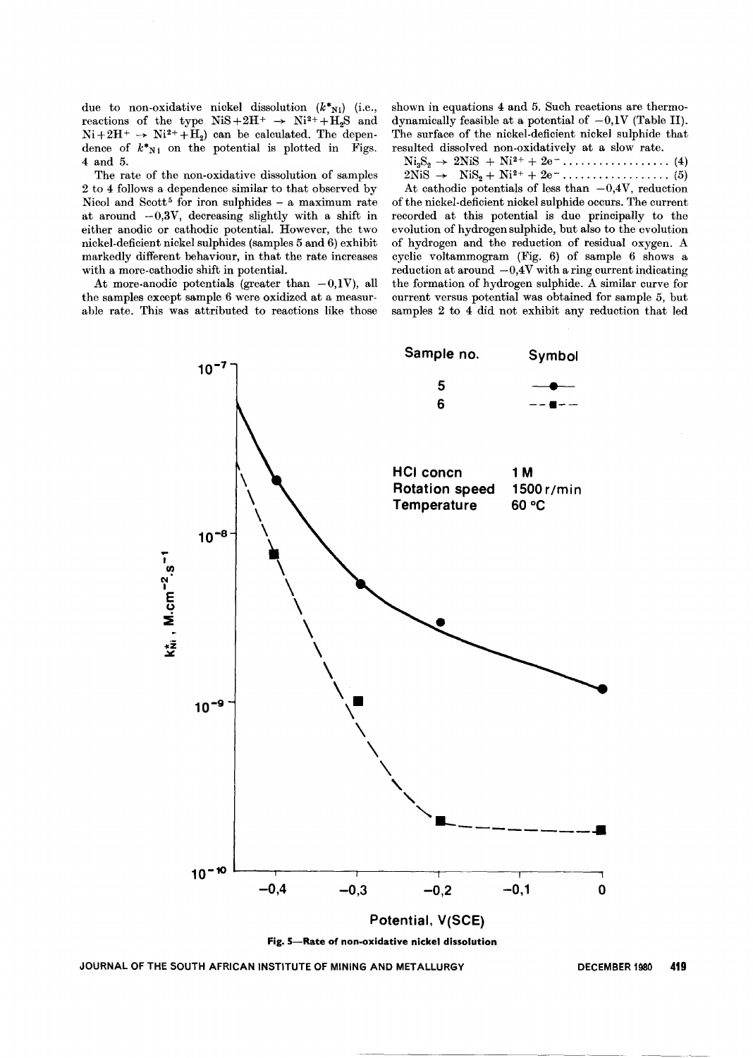due to non-oxidative nickel dissolution ($k^*_{Ni}$) (i.e., reactions of the type $NiS + 2H^+ \rightarrow Ni^{2+} + H_2S$ and $Ni + 2H^+ \rightarrow Ni^{2+} + H_2$) can be calculated. The dependence of $k^*_{Ni}$ on the potential is plotted in Figs. 4 and 5.

The rate of the non-oxidative dissolution of samples 2 to 4 follows a dependence similar to that observed by Nicol and Scott[5] for iron sulphides – a maximum rate at around −0,3V, decreasing slightly with a shift in either anodic or cathodic potential. However, the two nickel-deficient nickel sulphides (samples 5 and 6) exhibit markedly different behaviour, in that the rate increases with a more-cathodic shift in potential.

At more-anodic potentials (greater than −0,1V), all the samples except sample 6 were oxidized at a measurable rate. This was attributed to reactions like those shown in equations 4 and 5. Such reactions are thermodynamically feasible at a potential of −0,1V (Table II). The surface of the nickel-deficient nickel sulphide that resulted dissolved non-oxidatively at a slow rate.

$$Ni_3S_2 \rightarrow 2NiS + Ni^{2+} + 2e^- \quad (4)$$

$$2NiS \rightarrow NiS_2 + Ni^{2+} + 2e^- \quad (5)$$

At cathodic potentials of less than −0,4V, reduction of the nickel-deficient nickel sulphide occurs. The current recorded at this potential is due principally to the evolution of hydrogen sulphide, but also to the evolution of hydrogen and the reduction of residual oxygen. A cyclic voltammogram (Fig. 6) of sample 6 shows a reduction at around −0,4V with a ring current indicating the formation of hydrogen sulphide. A similar curve for current versus potential was obtained for sample 5, but samples 2 to 4 did not exhibit any reduction that led

Fig. 5—Rate of non-oxidative nickel dissolution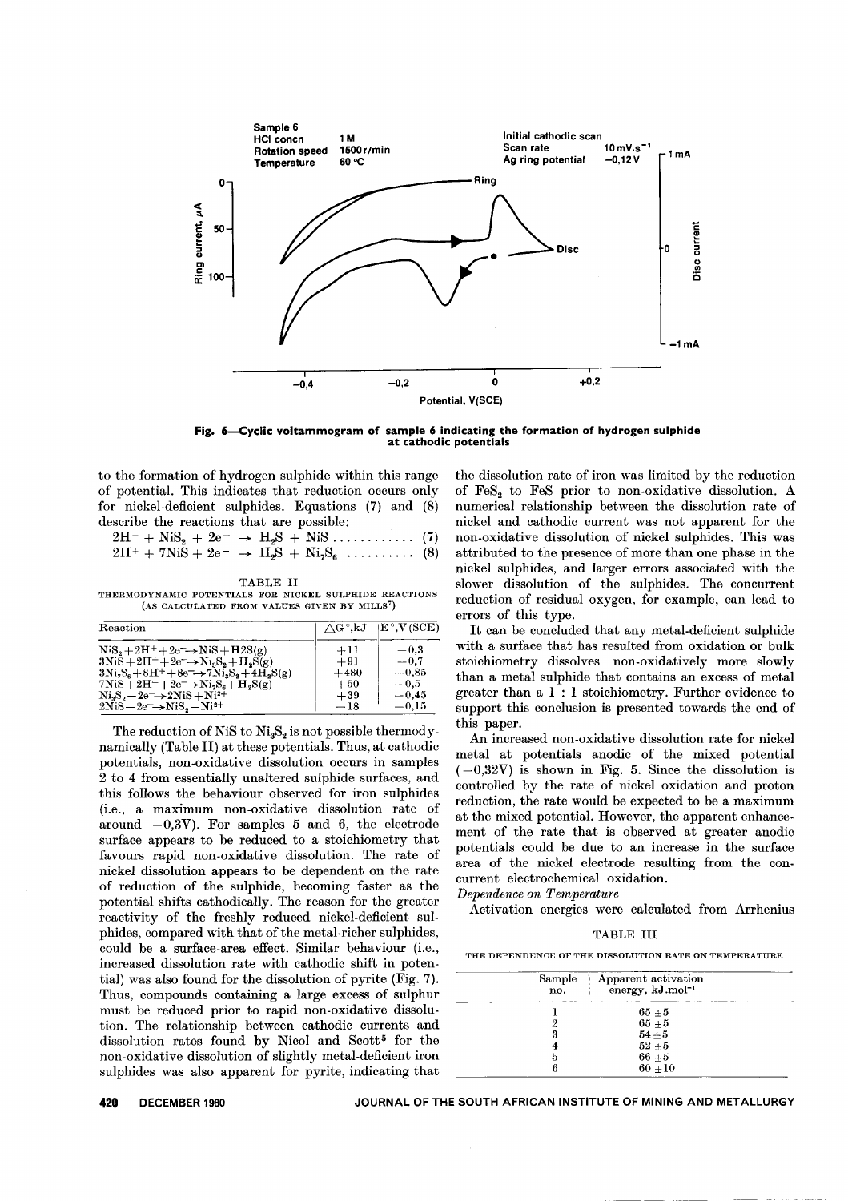Fig. 6—Cyclic voltammogram of sample 6 indicating the formation of hydrogen sulphide at cathodic potentials

to the formation of hydrogen sulphide within this range of potential. This indicates that reduction occurs only for nickel-deficient sulphides. Equations (7) and (8) describe the reactions that are possible:

$$2H^+ + NiS_2 + 2e^- \rightarrow H_2S + NiS \quad (7)$$

$$2H^+ + 7NiS + 2e^- \rightarrow H_2S + Ni_7S_6 \quad (8)$$

TABLE II

THERMODYNAMIC POTENTIALS FOR NICKEL SULPHIDE REACTIONS (AS CALCULATED FROM VALUES GIVEN BY MILLS[7])

| Reaction | $\Delta G°$,kJ | $E°$,V (SCE) |
|---|---|---|
| $NiS_2 + 2H^+ + 2e^- \rightarrow NiS + H_2S(g)$ | +11 | −0,3 |
| $3NiS + 2H^+ + 2e^- \rightarrow Ni_3S_2 + H_2S(g)$ | +91 | −0,7 |
| $3Ni_7S_6 + 8H^+ + 8e^- \rightarrow 7Ni_3S_2 + 4H_2S(g)$ | +480 | −0,85 |
| $7NiS + 2H^+ + 2e^- \rightarrow Ni_7S_6 + H_2S(g)$ | +50 | −0,5 |
| $Ni_3S_2 - 2e^- \rightarrow 2NiS + Ni^{2+}$ | +39 | −0,45 |
| $2NiS - 2e^- \rightarrow NiS_2 + Ni^{2+}$ | −18 | −0,15 |

The reduction of NiS to $Ni_3S_2$ is not possible thermodynamically (Table II) at these potentials. Thus, at cathodic potentials, non-oxidative dissolution occurs in samples 2 to 4 from essentially unaltered sulphide surfaces, and this follows the behaviour observed for iron sulphides (i.e., a maximum non-oxidative dissolution rate of around −0,3V). For samples 5 and 6, the electrode surface appears to be reduced to a stoichiometry that favours rapid non-oxidative dissolution. The rate of nickel dissolution appears to be dependent on the rate of reduction of the sulphide, becoming faster as the potential shifts cathodically. The reason for the greater reactivity of the freshly reduced nickel-deficient sulphides, compared with that of the metal-richer sulphides, could be a surface-area effect. Similar behaviour (i.e., increased dissolution rate with cathodic shift in potential) was also found for the dissolution of pyrite (Fig. 7). Thus, compounds containing a large excess of sulphur must be reduced prior to rapid non-oxidative dissolution. The relationship between cathodic currents and dissolution rates found by Nicol and Scott[5] for the non-oxidative dissolution of slightly metal-deficient iron sulphides was also apparent for pyrite, indicating that the dissolution rate of iron was limited by the reduction of $FeS_2$ to FeS prior to non-oxidative dissolution. A numerical relationship between the dissolution rate of nickel and cathodic current was not apparent for the non-oxidative dissolution of nickel sulphides. This was attributed to the presence of more than one phase in the nickel sulphides, and larger errors associated with the slower dissolution of the sulphides. The concurrent reduction of residual oxygen, for example, can lead to errors of this type.

It can be concluded that any metal-deficient sulphide with a surface that has resulted from oxidation or bulk stoichiometry dissolves non-oxidatively more slowly than a metal sulphide that contains an excess of metal greater than a 1 : 1 stoichiometry. Further evidence to support this conclusion is presented towards the end of this paper.

An increased non-oxidative dissolution rate for nickel metal at potentials anodic of the mixed potential (−0,32V) is shown in Fig. 5. Since the dissolution is controlled by the rate of nickel oxidation and proton reduction, the rate would be expected to be a maximum at the mixed potential. However, the apparent enhancement of the rate that is observed at greater anodic potentials could be due to an increase in the surface area of the nickel electrode resulting from the concurrent electrochemical oxidation.

*Dependence on Temperature*

Activation energies were calculated from Arrhenius

TABLE III

THE DEPENDENCE OF THE DISSOLUTION RATE ON TEMPERATURE

| Sample no. | Apparent activation energy, kJ.mol$^{-1}$ |
|---|---|
| 1 | 65 ±5 |
| 2 | 65 ±5 |
| 3 | 54 ±5 |
| 4 | 52 ±5 |
| 5 | 66 ±5 |
| 6 | 60 ±10 |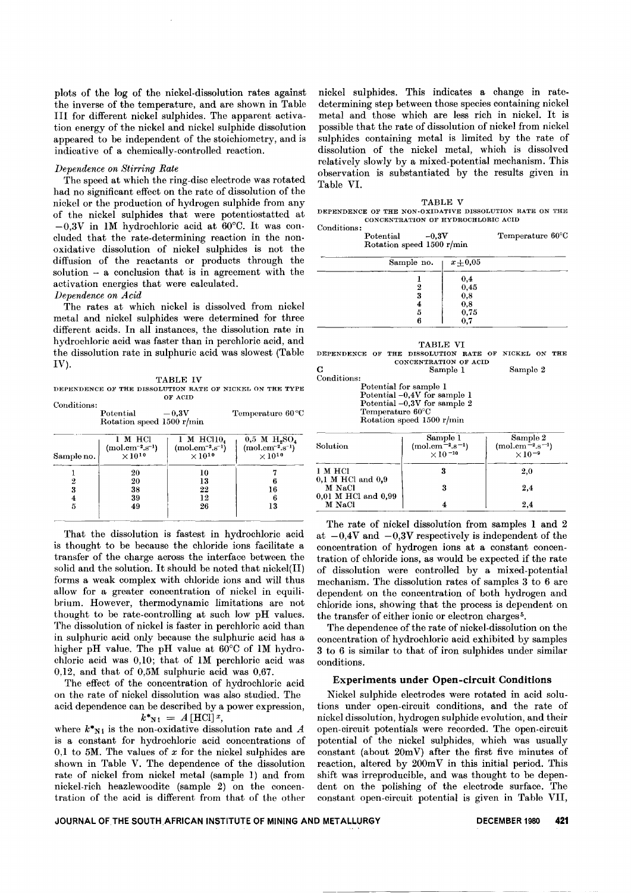plots of the log of the nickel-dissolution rates against the inverse of the temperature, and are shown in Table III for different nickel sulphides. The apparent activation energy of the nickel and nickel sulphide dissolution appeared to be independent of the stoichiometry, and is indicative of a chemically-controlled reaction.

*Dependence on Stirring Rate*

The speed at which the ring-disc electrode was rotated had no significant effect on the rate of dissolution of the nickel or the production of hydrogen sulphide from any of the nickel sulphides that were potentiostatted at −0,3V in 1M hydrochloric acid at 60°C. It was concluded that the rate-determining reaction in the non-oxidative dissolution of nickel sulphides is not the diffusion of the reactants or products through the solution – a conclusion that is in agreement with the activation energies that were calculated.

*Dependence on Acid*

The rates at which nickel is dissolved from nickel metal and nickel sulphides were determined for three different acids. In all instances, the dissolution rate in hydrochloric acid was faster than in perchloric acid, and the dissolution rate in sulphuric acid was slowest (Table IV).

TABLE IV

DEPENDENCE OF THE DISSOLUTION RATE OF NICKEL ON THE TYPE OF ACID

Conditions:
Potential −0,3V Temperature 60°C
Rotation speed 1500 r/min

| Sample no. | 1 M HCl ($mol.cm^{-2}.s^{-1}$) $\times 10^{10}$ | 1 M $HClO_4$ ($mol.cm^{-2}.s^{-1}$) $\times 10^{10}$ | 0,5 M $H_2SO_4$ ($mol.cm^{-2}.s^{-1}$) $\times 10^{10}$ |
|---|---|---|---|
| 1 | 20 | 10 | 7 |
| 2 | 20 | 13 | 6 |
| 3 | 38 | 22 | 16 |
| 4 | 39 | 12 | 6 |
| 5 | 49 | 26 | 13 |

That the dissolution is fastest in hydrochloric acid is thought to be because the chloride ions facilitate a transfer of the charge across the interface between the solid and the solution. It should be noted that nickel(II) forms a weak complex with chloride ions and will thus allow for a greater concentration of nickel in equilibrium. However, thermodynamic limitations are not thought to be rate-controlling at such low pH values. The dissolution of nickel is faster in perchloric acid than in sulphuric acid only because the sulphuric acid has a higher pH value. The pH value at 60°C of 1M hydrochloric acid was 0,10; that of 1M perchloric acid was 0,12, and that of 0,5M sulphuric acid was 0,67.

The effect of the concentration of hydrochloric acid on the rate of nickel dissolution was also studied. The acid dependence can be described by a power expression,

$$k^*_{Ni} = A\,[HCl]^x,$$

where $k^*_{Ni}$ is the non-oxidative dissolution rate and $A$ is a constant for hydrochloric acid concentrations of 0,1 to 5M. The values of $x$ for the nickel sulphides are shown in Table V. The dependence of the dissolution rate of nickel from nickel metal (sample 1) and from nickel-rich heazlewoodite (sample 2) on the concentration of the acid is different from that of the other nickel sulphides. This indicates a change in rate-determining step between those species containing nickel metal and those which are less rich in nickel. It is possible that the rate of dissolution of nickel from nickel sulphides containing metal is limited by the rate of dissolution of the nickel metal, which is dissolved relatively slowly by a mixed-potential mechanism. This observation is substantiated by the results given in Table VI.

TABLE V

DEPENDENCE OF THE NON-OXIDATIVE DISSOLUTION RATE ON THE CONCENTRATION OF HYDROCHLORIC ACID

Conditions:
Potential −0,3V Temperature 60°C
Rotation speed 1500 r/min

| Sample no. | $x \pm 0,05$ |
|---|---|
| 1 | 0,4 |
| 2 | 0,45 |
| 3 | 0,8 |
| 4 | 0,8 |
| 5 | 0,75 |
| 6 | 0,7 |

TABLE VI

DEPENDENCE OF THE DISSOLUTION RATE OF NICKEL ON THE CONCENTRATION OF ACID

Conditions:
Potential −0,4V for sample 1
Potential −0,3V for sample 2
Temperature 60°C
Rotation speed 1500 r/min

| Solution | Sample 1 ($mol.cm^{-2}.s^{-1}$) $\times 10^{-10}$ | Sample 2 ($mol.cm^{-2}.s^{-1}$) $\times 10^{-9}$ |
|---|---|---|
| 1 M HCl | 3 | 2,0 |
| 0,1 M HCl and 0,9 M NaCl | 3 | 2,4 |
| 0,01 M HCl and 0,99 M NaCl | 4 | 2,4 |

The rate of nickel dissolution from samples 1 and 2 at −0,4V and −0,3V respectively is independent of the concentration of hydrogen ions at a constant concentration of chloride ions, as would be expected if the rate of dissolution were controlled by a mixed-potential mechanism. The dissolution rates of samples 3 to 6 are dependent on the concentration of both hydrogen and chloride ions, showing that the process is dependent on the transfer of either ionic or electron charges[5].

The dependence of the rate of nickel-dissolution on the concentration of hydrochloric acid exhibited by samples 3 to 6 is similar to that of iron sulphides under similar conditions.

## Experiments under Open-circuit Conditions

Nickel sulphide electrodes were rotated in acid solutions under open-circuit conditions, and the rate of nickel dissolution, hydrogen sulphide evolution, and their open-circuit potentials were recorded. The open-circuit potential of the nickel sulphides, which was usually constant (about 20mV) after the first five minutes of reaction, altered by 200mV in this initial period. This shift was irreproducible, and was thought to be dependent on the polishing of the electrode surface. The constant open-circuit potential is given in Table VII,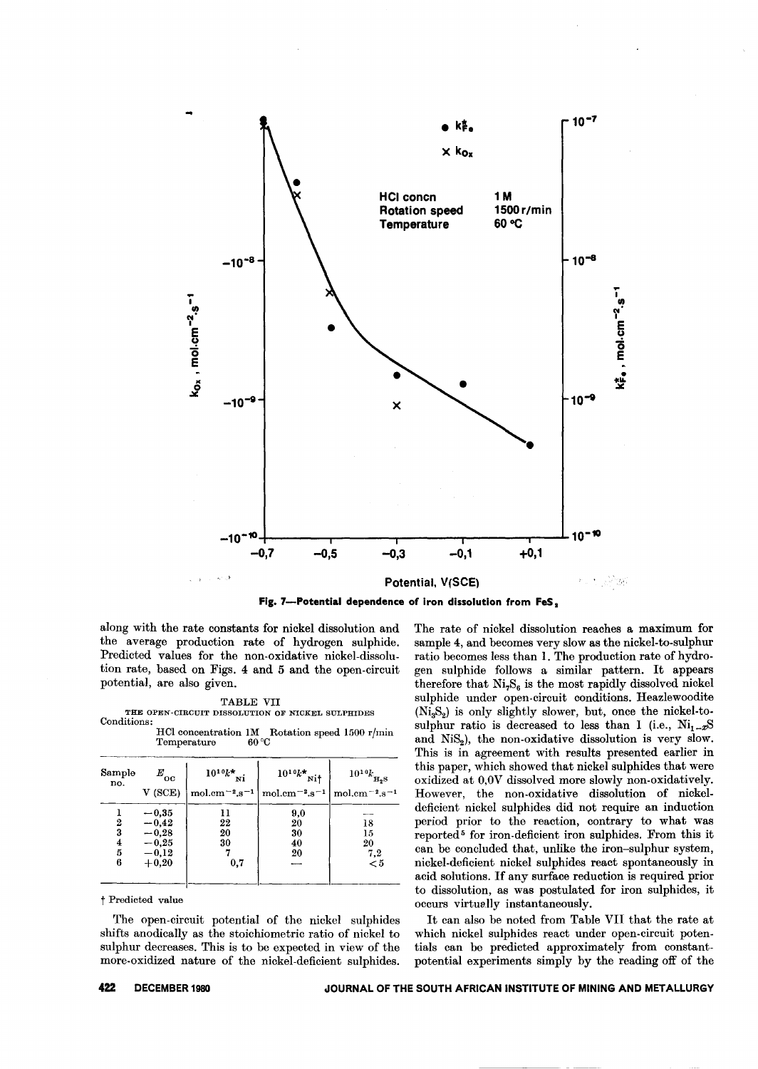Fig. 7—Potential dependence of iron dissolution from $FeS_2$

along with the rate constants for nickel dissolution and the average production rate of hydrogen sulphide. Predicted values for the non-oxidative nickel-dissolution rate, based on Figs. 4 and 5 and the open-circuit potential, are also given.

TABLE VII

THE OPEN-CIRCUIT DISSOLUTION OF NICKEL SULPHIDES

Conditions:
HCl concentration 1M  Rotation speed 1500 r/min
Temperature 60 °C

| Sample no. | $E_{OC}$ V (SCE) | $10^{10}k^*_{Ni}$ mol.cm$^{-2}$.s$^{-1}$ | $10^{10}k^*_{Ni}$† mol.cm$^{-2}$.s$^{-1}$ | $10^{10}k_{H_2S}$ mol.cm$^{-2}$.s$^{-1}$ |
|---|---|---|---|---|
| 1 | −0,35 | 11 | 9,0 | — |
| 2 | −0,42 | 22 | 20 | 18 |
| 3 | −0,28 | 20 | 30 | 15 |
| 4 | −0,25 | 30 | 40 | 20 |
| 5 | −0,12 | 7 | 20 | 7,2 |
| 6 | +0,20 | 0,7 | — | <5 |

† Predicted value

The open-circuit potential of the nickel sulphides shifts anodically as the stoichiometric ratio of nickel to sulphur decreases. This is to be expected in view of the more-oxidized nature of the nickel-deficient sulphides. The rate of nickel dissolution reaches a maximum for sample 4, and becomes very slow as the nickel-to-sulphur ratio becomes less than 1. The production rate of hydrogen sulphide follows a similar pattern. It appears therefore that $Ni_7S_6$ is the most rapidly dissolved nickel sulphide under open-circuit conditions. Heazlewoodite ($Ni_3S_2$) is only slightly slower, but, once the nickel-to-sulphur ratio is decreased to less than 1 (i.e., $Ni_{1-x}S$ and $NiS_2$), the non-oxidative dissolution is very slow. This is in agreement with results presented earlier in this paper, which showed that nickel sulphides that were oxidized at 0,0V dissolved more slowly non-oxidatively. However, the non-oxidative dissolution of nickel-deficient nickel sulphides did not require an induction period prior to the reaction, contrary to what was reported[5] for iron-deficient iron sulphides. From this it can be concluded that, unlike the iron–sulphur system, nickel-deficient nickel sulphides react spontaneously in acid solutions. If any surface reduction is required prior to dissolution, as was postulated for iron sulphides, it occurs virtually instantaneously.

It can also be noted from Table VII that the rate at which nickel sulphides react under open-circuit potentials can be predicted approximately from constant-potential experiments simply by the reading off of the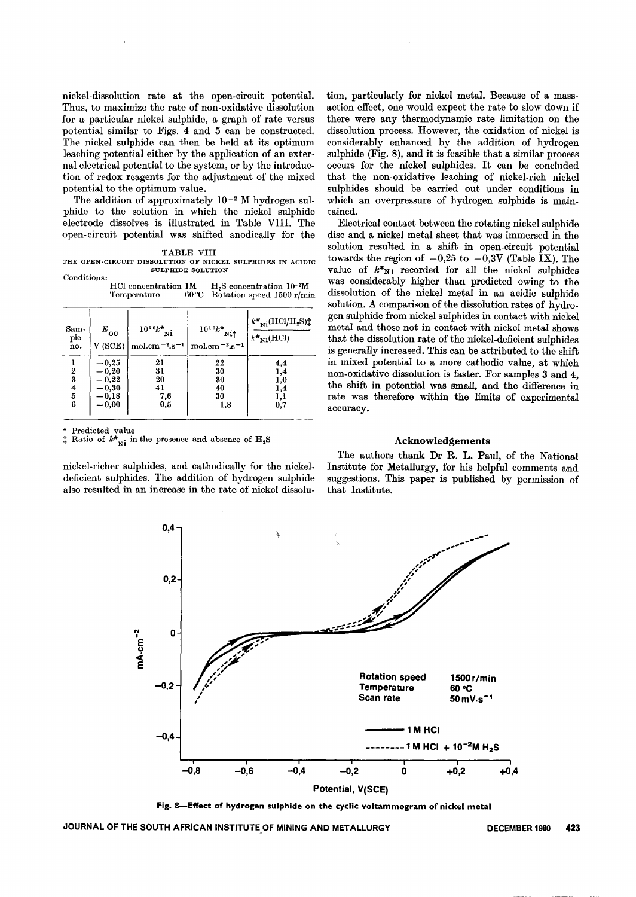nickel-dissolution rate at the open-circuit potential. Thus, to maximize the rate of non-oxidative dissolution for a particular nickel sulphide, a graph of rate versus potential similar to Figs. 4 and 5 can be constructed. The nickel sulphide can then be held at its optimum leaching potential either by the application of an external electrical potential to the system, or by the introduction of redox reagents for the adjustment of the mixed potential to the optimum value.

The addition of approximately $10^{-2}$ M hydrogen sulphide to the solution in which the nickel sulphide electrode dissolves is illustrated in Table VIII. The open-circuit potential was shifted anodically for the nickel-richer sulphides, and cathodically for the nickel-deficient sulphides. The addition of hydrogen sulphide also resulted in an increase in the rate of nickel dissolution, particularly for nickel metal. Because of a mass-action effect, one would expect the rate to slow down if there were any thermodynamic rate limitation on the dissolution process. However, the oxidation of nickel is considerably enhanced by the addition of hydrogen sulphide (Fig. 8), and it is feasible that a similar process occurs for the nickel sulphides. It can be concluded that the non-oxidative leaching of nickel-rich nickel sulphides should be carried out under conditions in which an overpressure of hydrogen sulphide is maintained.

TABLE VIII

THE OPEN-CIRCUIT DISSOLUTION OF NICKEL SULPHIDES IN ACIDIC SULPHIDE SOLUTION

Conditions:
HCl concentration 1M  $H_2S$ concentration $10^{-2}$M
Temperature 60 °C  Rotation speed 1500 r/min

| Sample no. | $E_{oc}$ V (SCE) | $10^{10}k^*_{Ni}$ mol.cm$^{-2}$.s$^{-1}$ | $10^{10}k^*_{Ni}$† mol.cm$^{-2}$.s$^{-1}$ | $k^*_{Ni}(HCl/H_2S)$‡ / $k^*_{Ni}(HCl)$ |
|---|---|---|---|---|
| 1 | −0,25 | 21 | 22 | 4,4 |
| 2 | −0,20 | 31 | 30 | 1,4 |
| 3 | −0,22 | 20 | 30 | 1,0 |
| 4 | −0,30 | 41 | 40 | 1,4 |
| 5 | −0,18 | 7,6 | 30 | 1,1 |
| 6 | −0,00 | 0,5 | 1,8 | 0,7 |

† Predicted value
‡ Ratio of $k^*_{Ni}$ in the presence and absence of $H_2S$

Electrical contact between the rotating nickel sulphide disc and a nickel metal sheet that was immersed in the solution resulted in a shift in open-circuit potential towards the region of −0,25 to −0,3V (Table IX). The value of $k^*_{Ni}$ recorded for all the nickel sulphides was considerably higher than predicted owing to the dissolution of the nickel metal in an acidic sulphide solution. A comparison of the dissolution rates of hydrogen sulphide from nickel sulphides in contact with nickel metal and those not in contact with nickel metal shows that the dissolution rate of the nickel-deficient sulphides is generally increased. This can be attributed to the shift in mixed potential to a more cathodic value, at which non-oxidative dissolution is faster. For samples 3 and 4, the shift in potential was small, and the difference in rate was therefore within the limits of experimental accuracy.

## Acknowledgements

The authors thank Dr R. L. Paul, of the National Institute for Metallurgy, for his helpful comments and suggestions. This paper is published by permission of that Institute.

Fig. 8—Effect of hydrogen sulphide on the cyclic voltammogram of nickel metal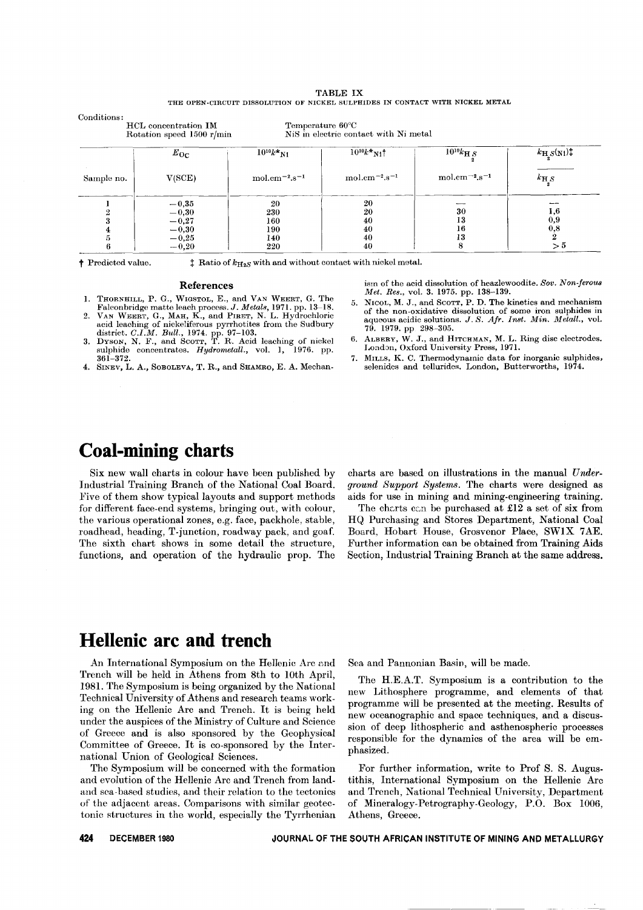TABLE IX

THE OPEN-CIRCUIT DISSOLUTION OF NICKEL SULPHIDES IN CONTACT WITH NICKEL METAL

Conditions:

HCL concentration 1M — Temperature 60°C

Rotation speed 1500 r/min — NiS in electric contact with Ni metal

| Sample no. | $E_{OC}$ V(SCE) | $10^{10}k^*_{Ni}$ mol.cm$^{-2}$.s$^{-1}$ | $10^{10}k^*_{Ni}$† mol.cm$^{-2}$.s$^{-1}$ | $10^{10}k_{H_2S}$ mol.cm$^{-2}$.s$^{-1}$ | $k_{H_2S}(Ni)$‡ / $k_{H_2S}$ |
|---|---|---|---|---|---|
| 1 | −0,35 | 20 | 20 | — | — |
| 2 | −0,30 | 230 | 20 | 30 | 1,6 |
| 3 | −0,27 | 160 | 40 | 13 | 0,9 |
| 4 | −0,30 | 190 | 40 | 16 | 0,8 |
| 5 | −0,25 | 140 | 40 | 13 | 2 |
| 6 | −0,20 | 220 | 40 | 8 | > 5 |

† Predicted value. ‡ Ratio of $k_{H_2S}$ with and without contact with nickel metal.

## References

1. THORNHILL, P. G., WIGSTOL, E., and VAN WEERT, G. The Falconbridge matte leach process. *J. Metals*, 1971. pp. 13–18.
2. VAN WEERT, G., MAH, K., and PIRET, N. L. Hydrochloric acid leaching of nickeliferous pyrrhotites from the Sudbury district. *C.I.M. Bull.*, 1974. pp. 97–103.
3. DYSON, N. F., and SCOTT, T. R. Acid leaching of nickel sulphide concentrates. *Hydrometall.*, vol. 1, 1976. pp. 361–372.
4. SINEV, L. A., SOBOLEVA, T. R., and SHAMRO, E. A. Mechanism of the acid dissolution of heazlewoodite. *Sov. Non-ferrous Met. Res.*, vol. 3. 1975. pp. 138–139.
5. NICOL, M. J., and SCOTT, P. D. The kinetics and mechanism of the non-oxidative dissolution of some iron sulphides in aqueous acidic solutions. *J. S. Afr. Inst. Min. Metall.*, vol. 79. 1979. pp 298–305.
6. ALBERY, W. J., and HITCHMAN, M. L. Ring disc electrodes. London, Oxford University Press, 1971.
7. MILLS, K. C. Thermodynamic data for inorganic sulphides, selenides and tellurides. London, Butterworths, 1974.

# Coal-mining charts

Six new wall charts in colour have been published by Industrial Training Branch of the National Coal Board. Five of them show typical layouts and support methods for different face-end systems, bringing out, with colour, the various operational zones, e.g. face, packhole, stable, roadhead, heading, T-junction, roadway pack, and goaf. The sixth chart shows in some detail the structure, functions, and operation of the hydraulic prop. The charts are based on illustrations in the manual *Underground Support Systems*. The charts were designed as aids for use in mining and mining-engineering training.

The charts can be purchased at £12 a set of six from HQ Purchasing and Stores Department, National Coal Board, Hobart House, Grosvenor Place, SW1X 7AE. Further information can be obtained from Training Aids Section, Industrial Training Branch at the same address.

# Hellenic arc and trench

An International Symposium on the Hellenic Arc and Trench will be held in Athens from 8th to 10th April, 1981. The Symposium is being organized by the National Technical University of Athens and research teams working on the Hellenic Arc and Trench. It is being held under the auspices of the Ministry of Culture and Science of Greece and is also sponsored by the Geophysical Committee of Greece. It is co-sponsored by the International Union of Geological Sciences.

The Symposium will be concerned with the formation and evolution of the Hellenic Arc and Trench from land- and sea-based studies, and their relation to the tectonics of the adjacent areas. Comparisons with similar geotectonic structures in the world, especially the Tyrrhenian Sea and Pannonian Basin, will be made.

The H.E.A.T. Symposium is a contribution to the new Lithosphere programme, and elements of that programme will be presented at the meeting. Results of new oceanographic and space techniques, and a discussion of deep lithospheric and asthenospheric processes responsible for the dynamics of the area will be emphasized.

For further information, write to Prof S. S. Augustithis, International Symposium on the Hellenic Arc and Trench, National Technical University, Department of Mineralogy-Petrography-Geology, P.O. Box 1006, Athens, Greece.